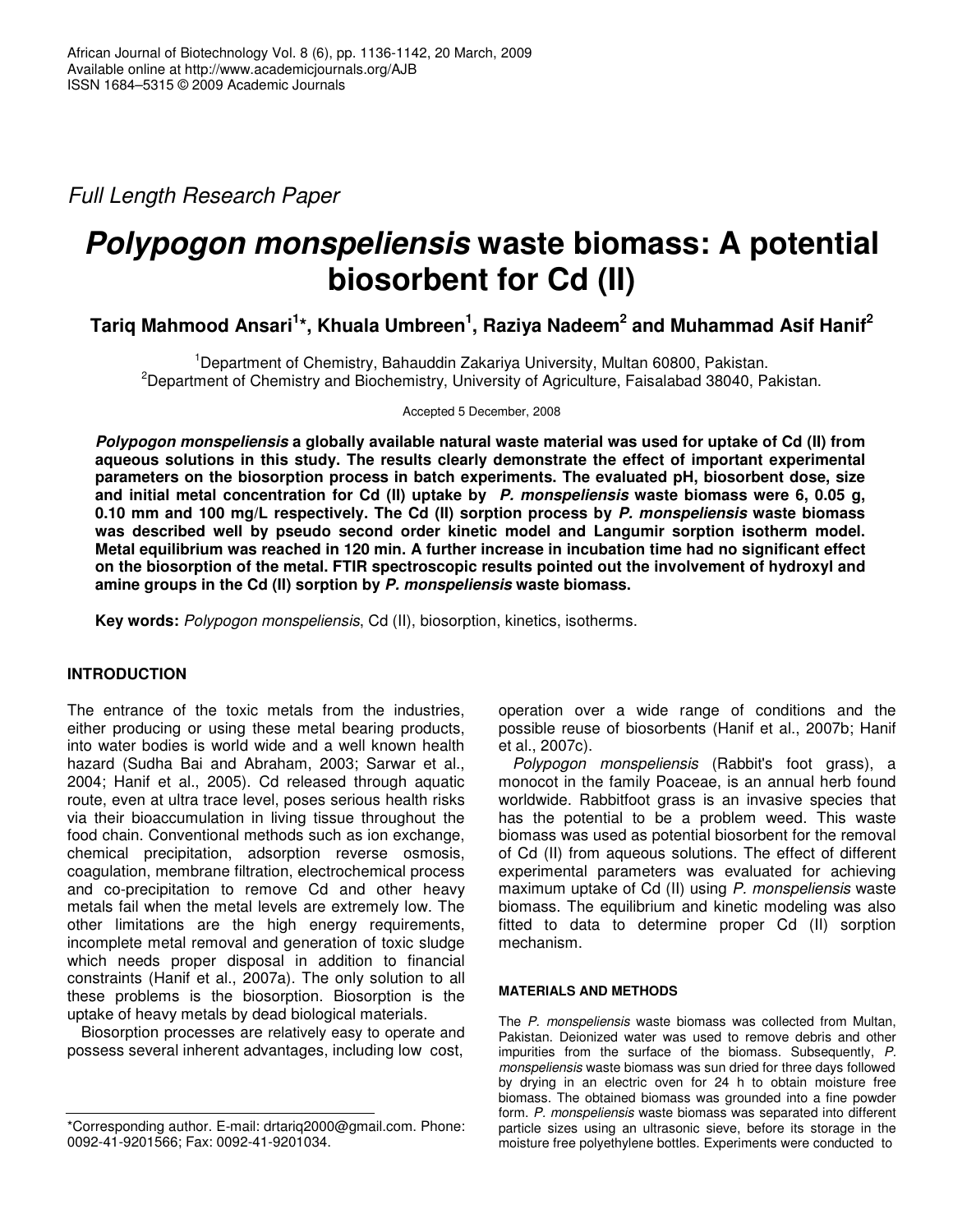*Full Length Research Paper*

# *Polypogon monspeliensis* waste biomass: A potential biosorbent for Cd (II)

**Tariq Mahmood Ansari[1]\*, Khuala Umbreen[1], Raziya Nadeem[2] and Muhammad Asif Hanif[2]**

[1]Department of Chemistry, Bahauddin Zakariya University, Multan 60800, Pakistan.
[2]Department of Chemistry and Biochemistry, University of Agriculture, Faisalabad 38040, Pakistan.

Accepted 5 December, 2008

***Polypogon monspeliensis*** **a globally available natural waste material was used for uptake of Cd (II) from aqueous solutions in this study. The results clearly demonstrate the effect of important experimental parameters on the biosorption process in batch experiments. The evaluated pH, biosorbent dose, size and initial metal concentration for Cd (II) uptake by *P. monspeliensis* waste biomass were 6, 0.05 g, 0.10 mm and 100 mg/L respectively. The Cd (II) sorption process by *P. monspeliensis* waste biomass was described well by pseudo second order kinetic model and Langumir sorption isotherm model. Metal equilibrium was reached in 120 min. A further increase in incubation time had no significant effect on the biosorption of the metal. FTIR spectroscopic results pointed out the involvement of hydroxyl and amine groups in the Cd (II) sorption by *P. monspeliensis* waste biomass.**

**Key words:** *Polypogon monspeliensis*, Cd (II), biosorption, kinetics, isotherms.

## INTRODUCTION

The entrance of the toxic metals from the industries, either producing or using these metal bearing products, into water bodies is world wide and a well known health hazard (Sudha Bai and Abraham, 2003; Sarwar et al., 2004; Hanif et al., 2005). Cd released through aquatic route, even at ultra trace level, poses serious health risks via their bioaccumulation in living tissue throughout the food chain. Conventional methods such as ion exchange, chemical precipitation, adsorption reverse osmosis, coagulation, membrane filtration, electrochemical process and co-precipitation to remove Cd and other heavy metals fail when the metal levels are extremely low. The other limitations are the high energy requirements, incomplete metal removal and generation of toxic sludge which needs proper disposal in addition to financial constraints (Hanif et al., 2007a). The only solution to all these problems is the biosorption. Biosorption is the uptake of heavy metals by dead biological materials.

Biosorption processes are relatively easy to operate and possess several inherent advantages, including low cost, operation over a wide range of conditions and the possible reuse of biosorbents (Hanif et al., 2007b; Hanif et al., 2007c).

*Polypogon monspeliensis* (Rabbit's foot grass), a monocot in the family Poaceae, is an annual herb found worldwide. Rabbitfoot grass is an invasive species that has the potential to be a problem weed. This waste biomass was used as potential biosorbent for the removal of Cd (II) from aqueous solutions. The effect of different experimental parameters was evaluated for achieving maximum uptake of Cd (II) using *P. monspeliensis* waste biomass. The equilibrium and kinetic modeling was also fitted to data to determine proper Cd (II) sorption mechanism.

## MATERIALS AND METHODS

The *P. monspeliensis* waste biomass was collected from Multan, Pakistan. Deionized water was used to remove debris and other impurities from the surface of the biomass. Subsequently, *P. monspeliensis* waste biomass was sun dried for three days followed by drying in an electric oven for 24 h to obtain moisture free biomass. The obtained biomass was grounded into a fine powder form. *P. monspeliensis* waste biomass was separated into different particle sizes using an ultrasonic sieve, before its storage in the moisture free polyethylene bottles. Experiments were conducted to

\*Corresponding author. E-mail: drtariq2000@gmail.com. Phone: 0092-41-9201566; Fax: 0092-41-9201034.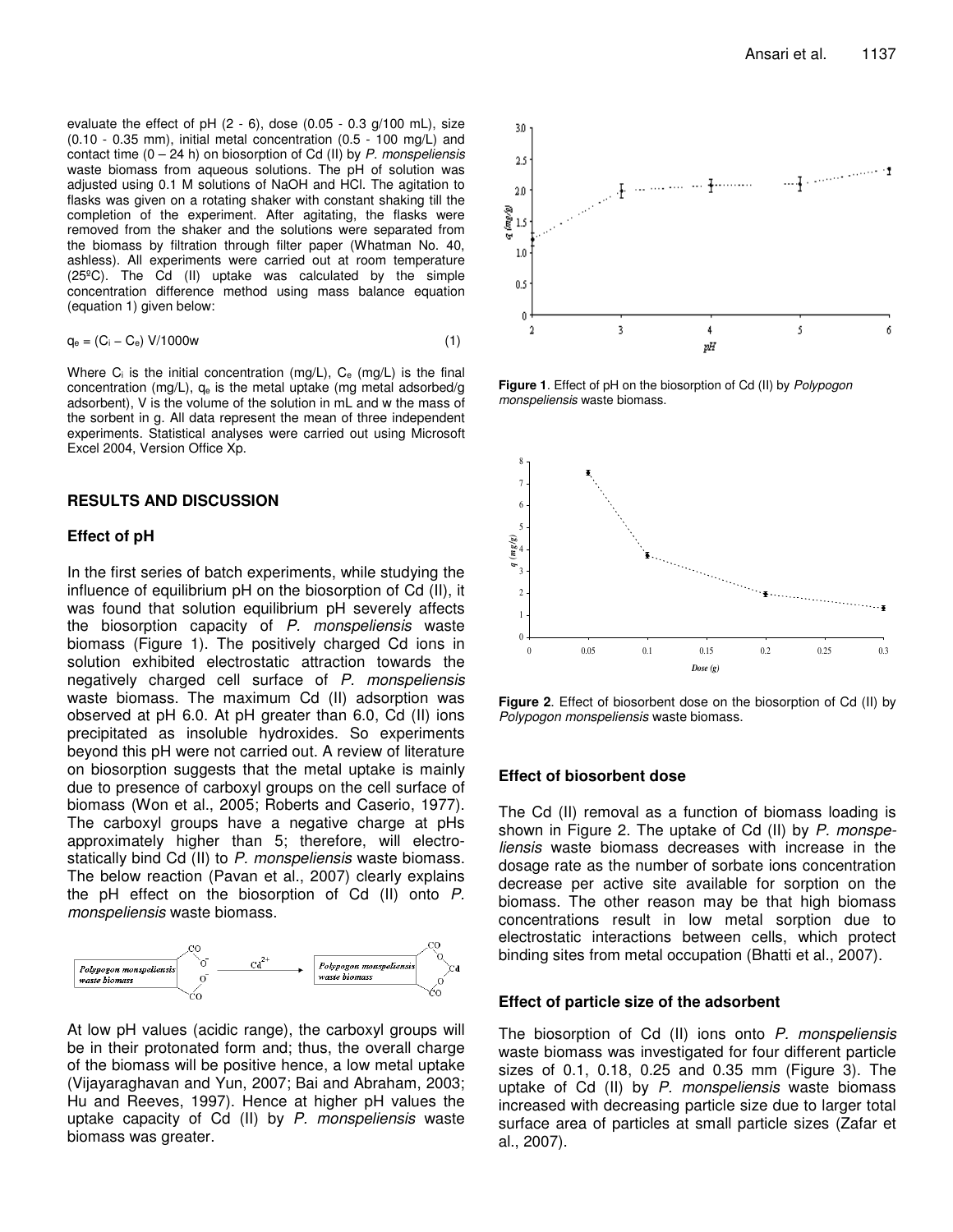evaluate the effect of pH (2 - 6), dose (0.05 - 0.3 g/100 mL), size (0.10 - 0.35 mm), initial metal concentration (0.5 - 100 mg/L) and contact time (0 – 24 h) on biosorption of Cd (II) by *P. monspeliensis* waste biomass from aqueous solutions. The pH of solution was adjusted using 0.1 M solutions of NaOH and HCl. The agitation to flasks was given on a rotating shaker with constant shaking till the completion of the experiment. After agitating, the flasks were removed from the shaker and the solutions were separated from the biomass by filtration through filter paper (Whatman No. 40, ashless). All experiments were carried out at room temperature (25ºC). The Cd (II) uptake was calculated by the simple concentration difference method using mass balance equation (equation 1) given below:

$$q_e = (C_i - C_e)\ V/1000w \qquad (1)$$

Where $C_i$ is the initial concentration (mg/L), $C_e$ (mg/L) is the final concentration (mg/L), $q_e$ is the metal uptake (mg metal adsorbed/g adsorbent), V is the volume of the solution in mL and w the mass of the sorbent in g. All data represent the mean of three independent experiments. Statistical analyses were carried out using Microsoft Excel 2004, Version Office Xp.

## RESULTS AND DISCUSSION

### Effect of pH

In the first series of batch experiments, while studying the influence of equilibrium pH on the biosorption of Cd (II), it was found that solution equilibrium pH severely affects the biosorption capacity of *P. monspeliensis* waste biomass (Figure 1). The positively charged Cd ions in solution exhibited electrostatic attraction towards the negatively charged cell surface of *P. monspeliensis* waste biomass. The maximum Cd (II) adsorption was observed at pH 6.0. At pH greater than 6.0, Cd (II) ions precipitated as insoluble hydroxides. So experiments beyond this pH were not carried out. A review of literature on biosorption suggests that the metal uptake is mainly due to presence of carboxyl groups on the cell surface of biomass (Won et al., 2005; Roberts and Caserio, 1977). The carboxyl groups have a negative charge at pHs approximately higher than 5; therefore, will electrostatically bind Cd (II) to *P. monspeliensis* waste biomass. The below reaction (Pavan et al., 2007) clearly explains the pH effect on the biosorption of Cd (II) onto *P. monspeliensis* waste biomass.

At low pH values (acidic range), the carboxyl groups will be in their protonated form and; thus, the overall charge of the biomass will be positive hence, a low metal uptake (Vijayaraghavan and Yun, 2007; Bai and Abraham, 2003; Hu and Reeves, 1997). Hence at higher pH values the uptake capacity of Cd (II) by *P. monspeliensis* waste biomass was greater.

**Figure 1**. Effect of pH on the biosorption of Cd (II) by *Polypogon monspeliensis* waste biomass.

**Figure 2**. Effect of biosorbent dose on the biosorption of Cd (II) by *Polypogon monspeliensis* waste biomass.

### Effect of biosorbent dose

The Cd (II) removal as a function of biomass loading is shown in Figure 2. The uptake of Cd (II) by *P. monspeliensis* waste biomass decreases with increase in the dosage rate as the number of sorbate ions concentration decrease per active site available for sorption on the biomass. The other reason may be that high biomass concentrations result in low metal sorption due to electrostatic interactions between cells, which protect binding sites from metal occupation (Bhatti et al., 2007).

### Effect of particle size of the adsorbent

The biosorption of Cd (II) ions onto *P. monspeliensis* waste biomass was investigated for four different particle sizes of 0.1, 0.18, 0.25 and 0.35 mm (Figure 3). The uptake of Cd (II) by *P. monspeliensis* waste biomass increased with decreasing particle size due to larger total surface area of particles at small particle sizes (Zafar et al., 2007).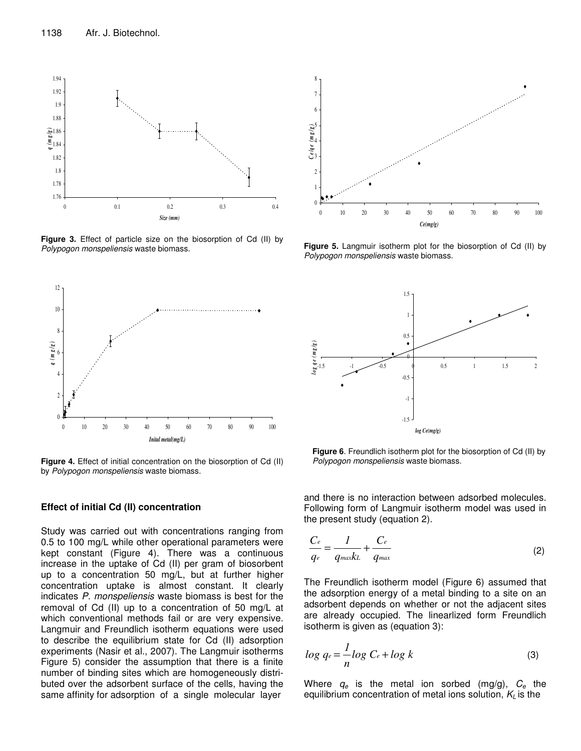**Figure 3.** Effect of particle size on the biosorption of Cd (II) by *Polypogon monspeliensis* waste biomass.

**Figure 4.** Effect of initial concentration on the biosorption of Cd (II) by *Polypogon monspeliensis* waste biomass.

### Effect of initial Cd (II) concentration

Study was carried out with concentrations ranging from 0.5 to 100 mg/L while other operational parameters were kept constant (Figure 4). There was a continuous increase in the uptake of Cd (II) per gram of biosorbent up to a concentration 50 mg/L, but at further higher concentration uptake is almost constant. It clearly indicates *P. monspeliensis* waste biomass is best for the removal of Cd (II) up to a concentration of 50 mg/L at which conventional methods fail or are very expensive. Langmuir and Freundlich isotherm equations were used to describe the equilibrium state for Cd (II) adsorption experiments (Nasir et al., 2007). The Langmuir isotherms Figure 5) consider the assumption that there is a finite number of binding sites which are homogeneously distributed over the adsorbent surface of the cells, having the same affinity for adsorption of a single molecular layer and there is no interaction between adsorbed molecules. Following form of Langmuir isotherm model was used in the present study (equation 2).

**Figure 5.** Langmuir isotherm plot for the biosorption of Cd (II) by *Polypogon monspeliensis* waste biomass.

**Figure 6**. Freundlich isotherm plot for the biosorption of Cd (II) by *Polypogon monspeliensis* waste biomass.

$$\frac{C_e}{q_e} = \frac{1}{q_{max}k_L} + \frac{C_e}{q_{max}} \tag{2}$$

The Freundlich isotherm model (Figure 6) assumed that the adsorption energy of a metal binding to a site on an adsorbent depends on whether or not the adjacent sites are already occupied. The linearlized form Freundlich isotherm is given as (equation 3):

$$\log q_e = \frac{1}{n} \log C_e + \log k \tag{3}$$

Where $q_e$ is the metal ion sorbed (mg/g), $C_e$ the equilibrium concentration of metal ions solution, $K_L$ is the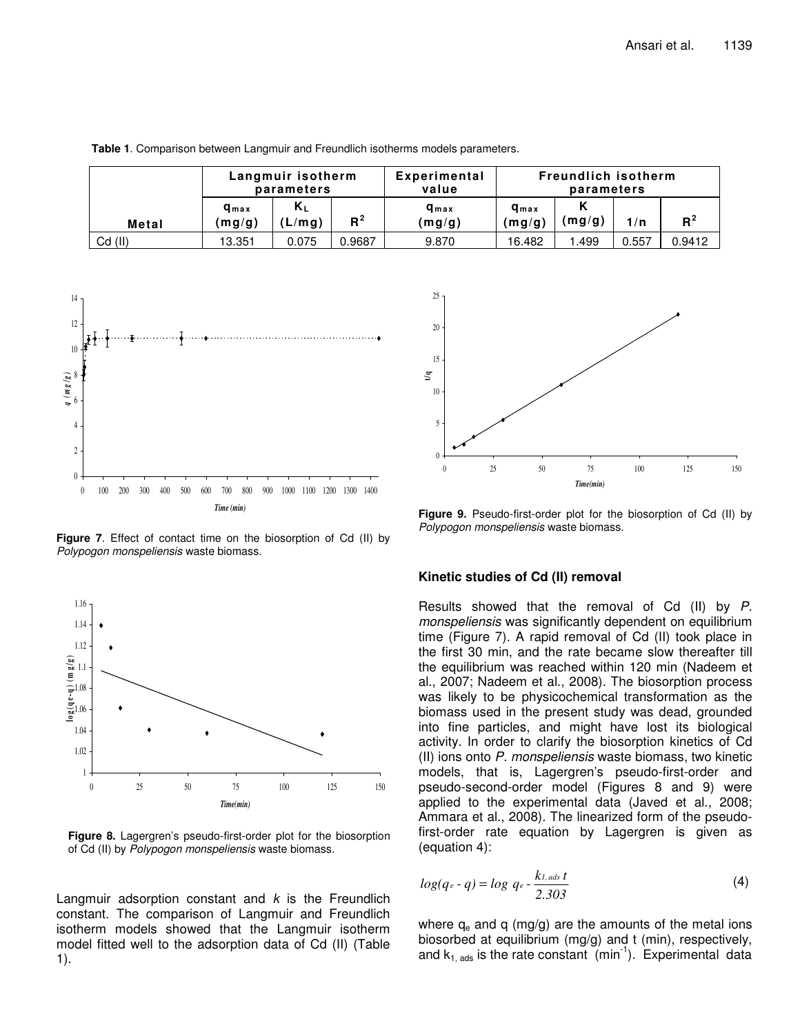**Table 1**. Comparison between Langmuir and Freundlich isotherms models parameters.

| | Langmuir isotherm parameters | | | Experimental value | Freundlich isotherm parameters | | | |
|---|---|---|---|---|---|---|---|---|
| Metal | $q_{max}$ (mg/g) | $K_L$ (L/mg) | $R^2$ | $q_{max}$ (mg/g) | $q_{max}$ (mg/g) | K (mg/g) | 1/n | $R^2$ |
| Cd (II) | 13.351 | 0.075 | 0.9687 | 9.870 | 16.482 | 1.499 | 0.557 | 0.9412 |

**Figure 7**. Effect of contact time on the biosorption of Cd (II) by *Polypogon monspeliensis* waste biomass.

**Figure 8.** Lagergren's pseudo-first-order plot for the biosorption of Cd (II) by *Polypogon monspeliensis* waste biomass.

Langmuir adsorption constant and $k$ is the Freundlich constant. The comparison of Langmuir and Freundlich isotherm models showed that the Langmuir isotherm model fitted well to the adsorption data of Cd (II) (Table 1).

**Figure 9.** Pseudo-first-order plot for the biosorption of Cd (II) by *Polypogon monspeliensis* waste biomass.

### Kinetic studies of Cd (II) removal

Results showed that the removal of Cd (II) by *P. monspeliensis* was significantly dependent on equilibrium time (Figure 7). A rapid removal of Cd (II) took place in the first 30 min, and the rate became slow thereafter till the equilibrium was reached within 120 min (Nadeem et al., 2007; Nadeem et al., 2008). The biosorption process was likely to be physicochemical transformation as the biomass used in the present study was dead, grounded into fine particles, and might have lost its biological activity. In order to clarify the biosorption kinetics of Cd (II) ions onto *P. monspeliensis* waste biomass, two kinetic models, that is, Lagergren's pseudo-first-order and pseudo-second-order model (Figures 8 and 9) were applied to the experimental data (Javed et al., 2008; Ammara et al., 2008). The linearized form of the pseudo-first-order rate equation by Lagergren is given as (equation 4):

$$log(q_e - q) = log\ q_e - \frac{k_{1,ads}\,t}{2.303} \tag{4}$$

where $q_e$ and q (mg/g) are the amounts of the metal ions biosorbed at equilibrium (mg/g) and t (min), respectively, and $k_{1,\,ads}$ is the rate constant (min$^{-1}$). Experimental data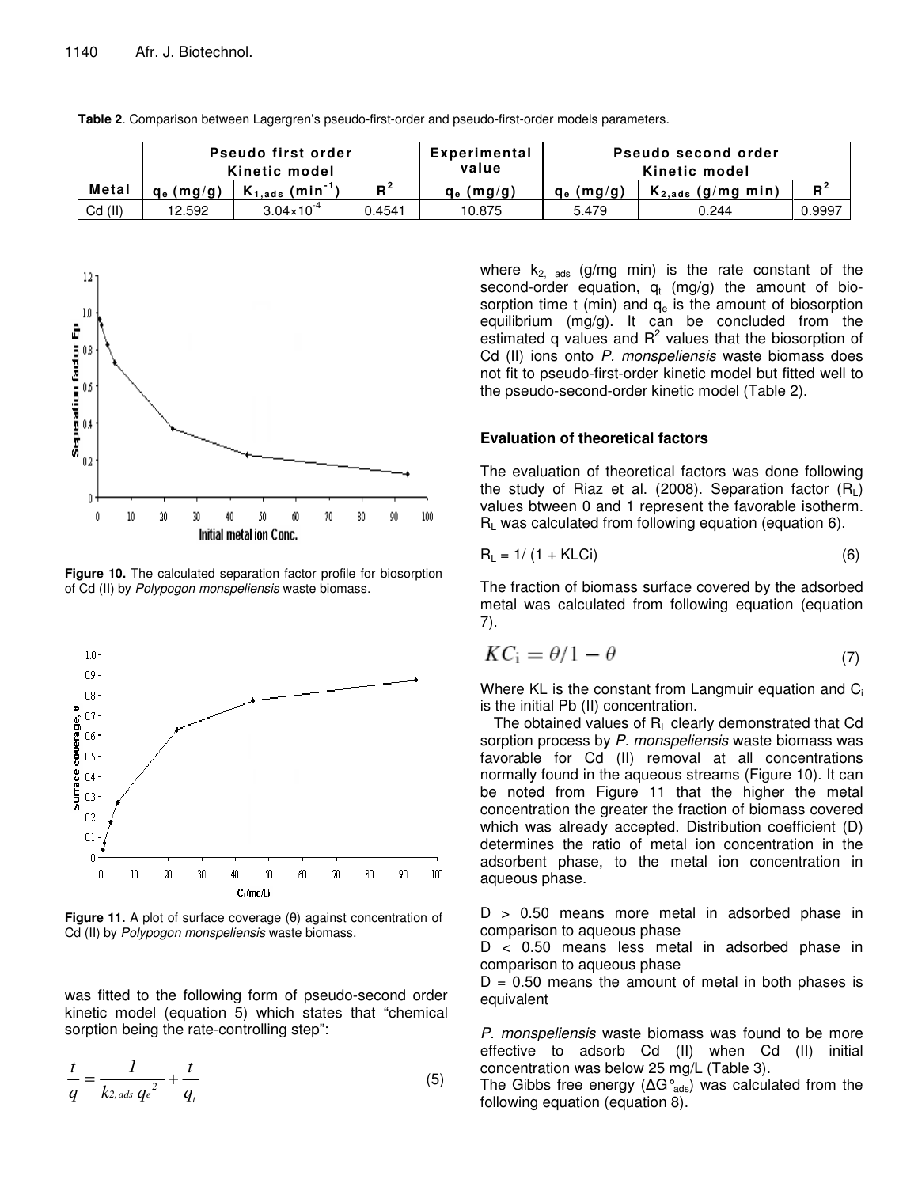**Table 2**. Comparison between Lagergren's pseudo-first-order and pseudo-first-order models parameters.

| Metal | Pseudo first order Kinetic model | | | Experimental value | Pseudo second order Kinetic model | | |
|---|---|---|---|---|---|---|---|
| | $q_e$ (mg/g) | $K_{1,ads}$ (min$^{-1}$) | $R^2$ | $q_e$ (mg/g) | $q_e$ (mg/g) | $K_{2,ads}$ (g/mg min) | $R^2$ |
| Cd (II) | 12.592 | $3.04\times10^{-4}$ | 0.4541 | 10.875 | 5.479 | 0.244 | 0.9997 |

**Figure 10.** The calculated separation factor profile for biosorption of Cd (II) by *Polypogon monspeliensis* waste biomass.

**Figure 11.** A plot of surface coverage (θ) against concentration of Cd (II) by *Polypogon monspeliensis* waste biomass.

was fitted to the following form of pseudo-second order kinetic model (equation 5) which states that "chemical sorption being the rate-controlling step":

$$\frac{t}{q} = \frac{1}{k_{2,ads}\, q_e^2} + \frac{t}{q_t} \tag{5}$$

where $k_{2,\ ads}$ (g/mg min) is the rate constant of the second-order equation, $q_t$ (mg/g) the amount of biosorption time t (min) and $q_e$ is the amount of biosorption equilibrium (mg/g). It can be concluded from the estimated q values and $R^2$ values that the biosorption of Cd (II) ions onto *P. monspeliensis* waste biomass does not fit to pseudo-first-order kinetic model but fitted well to the pseudo-second-order kinetic model (Table 2).

### Evaluation of theoretical factors

The evaluation of theoretical factors was done following the study of Riaz et al. (2008). Separation factor ($R_L$) values btween 0 and 1 represent the favorable isotherm. $R_L$ was calculated from following equation (equation 6).

$$R_L = 1/\,(1 + KLCi) \tag{6}$$

The fraction of biomass surface covered by the adsorbed metal was calculated from following equation (equation 7).

$$KC_i = \theta/1 - \theta \tag{7}$$

Where KL is the constant from Langmuir equation and $C_i$ is the initial Pb (II) concentration.

The obtained values of $R_L$ clearly demonstrated that Cd sorption process by *P. monspeliensis* waste biomass was favorable for Cd (II) removal at all concentrations normally found in the aqueous streams (Figure 10). It can be noted from Figure 11 that the higher the metal concentration the greater the fraction of biomass covered which was already accepted. Distribution coefficient (D) determines the ratio of metal ion concentration in the adsorbent phase, to the metal ion concentration in aqueous phase.

D > 0.50 means more metal in adsorbed phase in comparison to aqueous phase

D < 0.50 means less metal in adsorbed phase in comparison to aqueous phase

D = 0.50 means the amount of metal in both phases is equivalent

*P. monspeliensis* waste biomass was found to be more effective to adsorb Cd (II) when Cd (II) initial concentration was below 25 mg/L (Table 3).

The Gibbs free energy ($\Delta G°_{ads}$) was calculated from the following equation (equation 8).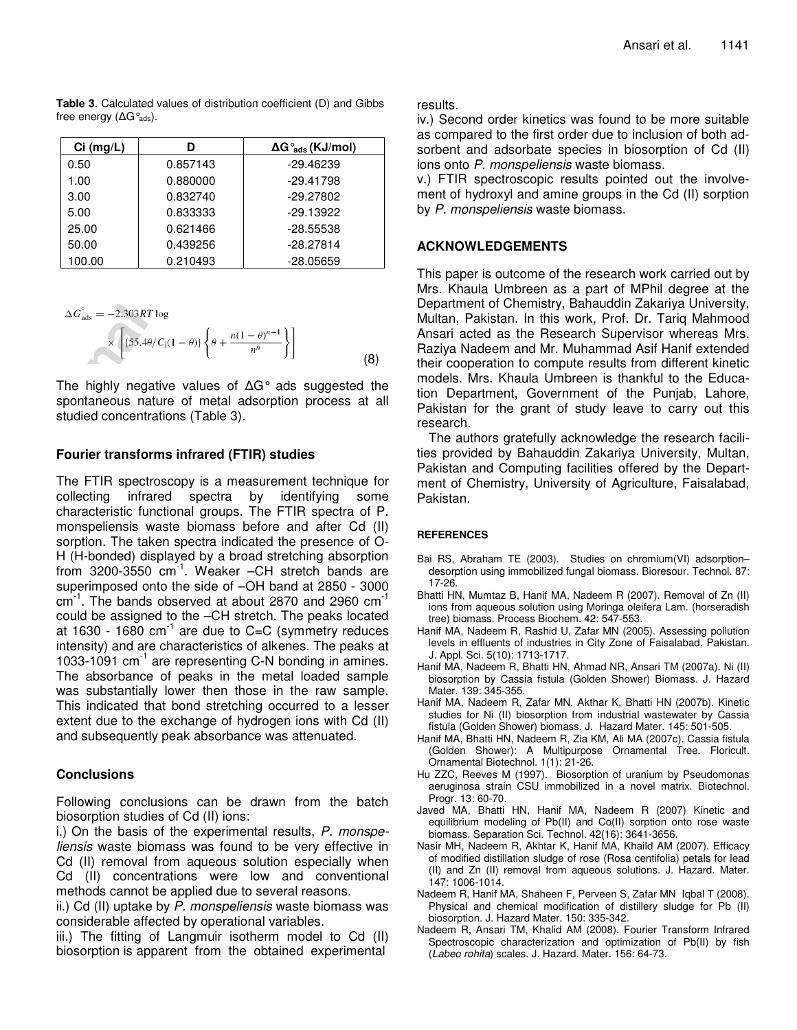**Table 3**. Calculated values of distribution coefficient (D) and Gibbs free energy ($\Delta G^\circ_{ads}$).

| Ci (mg/L) | D | $\Delta G^\circ_{ads}$ (KJ/mol) |
|---|---|---|
| 0.50 | 0.857143 | -29.46239 |
| 1.00 | 0.880000 | -29.41798 |
| 3.00 | 0.832740 | -29.27802 |
| 5.00 | 0.833333 | -29.13922 |
| 25.00 | 0.621466 | -28.55538 |
| 50.00 | 0.439256 | -28.27814 |
| 100.00 | 0.210493 | -28.05659 |

$$\Delta G^\circ_{ads} = -2.303RT\log \times \left[ \{55.4\theta / C_i(1-\theta)\} \left\{ \theta + \frac{n(1-\theta)^{n-1}}{n^n} \right\} \right] \quad (8)$$

The highly negative values of $\Delta G^\circ$ ads suggested the spontaneous nature of metal adsorption process at all studied concentrations (Table 3).

## Fourier transforms infrared (FTIR) studies

The FTIR spectroscopy is a measurement technique for collecting infrared spectra by identifying some characteristic functional groups. The FTIR spectra of P. monspeliensis waste biomass before and after Cd (II) sorption. The taken spectra indicated the presence of O-H (H-bonded) displayed by a broad stretching absorption from 3200-3550 $cm^{-1}$. Weaker –CH stretch bands are superimposed onto the side of –OH band at 2850 - 3000 $cm^{-1}$. The bands observed at about 2870 and 2960 $cm^{-1}$ could be assigned to the –CH stretch. The peaks located at 1630 - 1680 $cm^{-1}$ are due to C=C (symmetry reduces intensity) and are characteristics of alkenes. The peaks at 1033-1091 $cm^{-1}$ are representing C-N bonding in amines. The absorbance of peaks in the metal loaded sample was substantially lower then those in the raw sample. This indicated that bond stretching occurred to a lesser extent due to the exchange of hydrogen ions with Cd (II) and subsequently peak absorbance was attenuated.

## Conclusions

Following conclusions can be drawn from the batch biosorption studies of Cd (II) ions:

i.) On the basis of the experimental results, *P. monspeliensis* waste biomass was found to be very effective in Cd (II) removal from aqueous solution especially when Cd (II) concentrations were low and conventional methods cannot be applied due to several reasons.

ii.) Cd (II) uptake by *P. monspeliensis* waste biomass was considerable affected by operational variables.

iii.) The fitting of Langmuir isotherm model to Cd (II) biosorption is apparent from the obtained experimental results.

iv.) Second order kinetics was found to be more suitable as compared to the first order due to inclusion of both adsorbent and adsorbate species in biosorption of Cd (II) ions onto *P. monspeliensis* waste biomass.

v.) FTIR spectroscopic results pointed out the involvement of hydroxyl and amine groups in the Cd (II) sorption by *P. monspeliensis* waste biomass.

## ACKNOWLEDGEMENTS

This paper is outcome of the research work carried out by Mrs. Khaula Umbreen as a part of MPhil degree at the Department of Chemistry, Bahauddin Zakariya University, Multan, Pakistan. In this work, Prof. Dr. Tariq Mahmood Ansari acted as the Research Supervisor whereas Mrs. Raziya Nadeem and Mr. Muhammad Asif Hanif extended their cooperation to compute results from different kinetic models. Mrs. Khaula Umbreen is thankful to the Education Department, Government of the Punjab, Lahore, Pakistan for the grant of study leave to carry out this research.

The authors gratefully acknowledge the research facilities provided by Bahauddin Zakariya University, Multan, Pakistan and Computing facilities offered by the Department of Chemistry, University of Agriculture, Faisalabad, Pakistan.

## REFERENCES

Bai RS, Abraham TE (2003). Studies on chromium(VI) adsorption–desorption using immobilized fungal biomass. Bioresour. Technol. 87: 17-26.

Bhatti HN, Mumtaz B, Hanif MA, Nadeem R (2007). Removal of Zn (II) ions from aqueous solution using Moringa oleifera Lam. (horseradish tree) biomass. Process Biochem. 42: 547-553.

Hanif MA, Nadeem R, Rashid U, Zafar MN (2005). Assessing pollution levels in effluents of industries in City Zone of Faisalabad, Pakistan. J. Appl. Sci. 5(10): 1713-1717.

Hanif MA, Nadeem R, Bhatti HN, Ahmad NR, Ansari TM (2007a). Ni (II) biosorption by Cassia fistula (Golden Shower) Biomass. J. Hazard Mater. 139: 345-355.

Hanif MA, Nadeem R, Zafar MN, Akthar K, Bhatti HN (2007b). Kinetic studies for Ni (II) biosorption from industrial wastewater by Cassia fistula (Golden Shower) biomass. J. Hazard Mater. 145: 501-505.

Hanif MA, Bhatti HN, Nadeem R, Zia KM, Ali MA (2007c). Cassia fistula (Golden Shower): A Multipurpose Ornamental Tree. Floricult. Ornamental Biotechnol. 1(1): 21-26.

Hu ZZC, Reeves M (1997). Biosorption of uranium by Pseudomonas aeruginosa strain CSU immobilized in a novel matrix. Biotechnol. Progr. 13: 60-70.

Javed MA, Bhatti HN, Hanif MA, Nadeem R (2007) Kinetic and equilibrium modeling of Pb(II) and Co(II) sorption onto rose waste biomass. Separation Sci. Technol. 42(16): 3641-3656.

Nasir MH, Nadeem R, Akhtar K, Hanif MA, Khaild AM (2007). Efficacy of modified distillation sludge of rose (Rosa centifolia) petals for lead (II) and Zn (II) removal from aqueous solutions. J. Hazard. Mater. 147: 1006-1014.

Nadeem R, Hanif MA, Shaheen F, Perveen S, Zafar MN Iqbal T (2008). Physical and chemical modification of distillery sludge for Pb (II) biosorption. J. Hazard Mater. 150: 335-342.

Nadeem R, Ansari TM, Khalid AM (2008). Fourier Transform Infrared Spectroscopic characterization and optimization of Pb(II) by fish (*Labeo rohita*) scales. J. Hazard. Mater. 156: 64-73.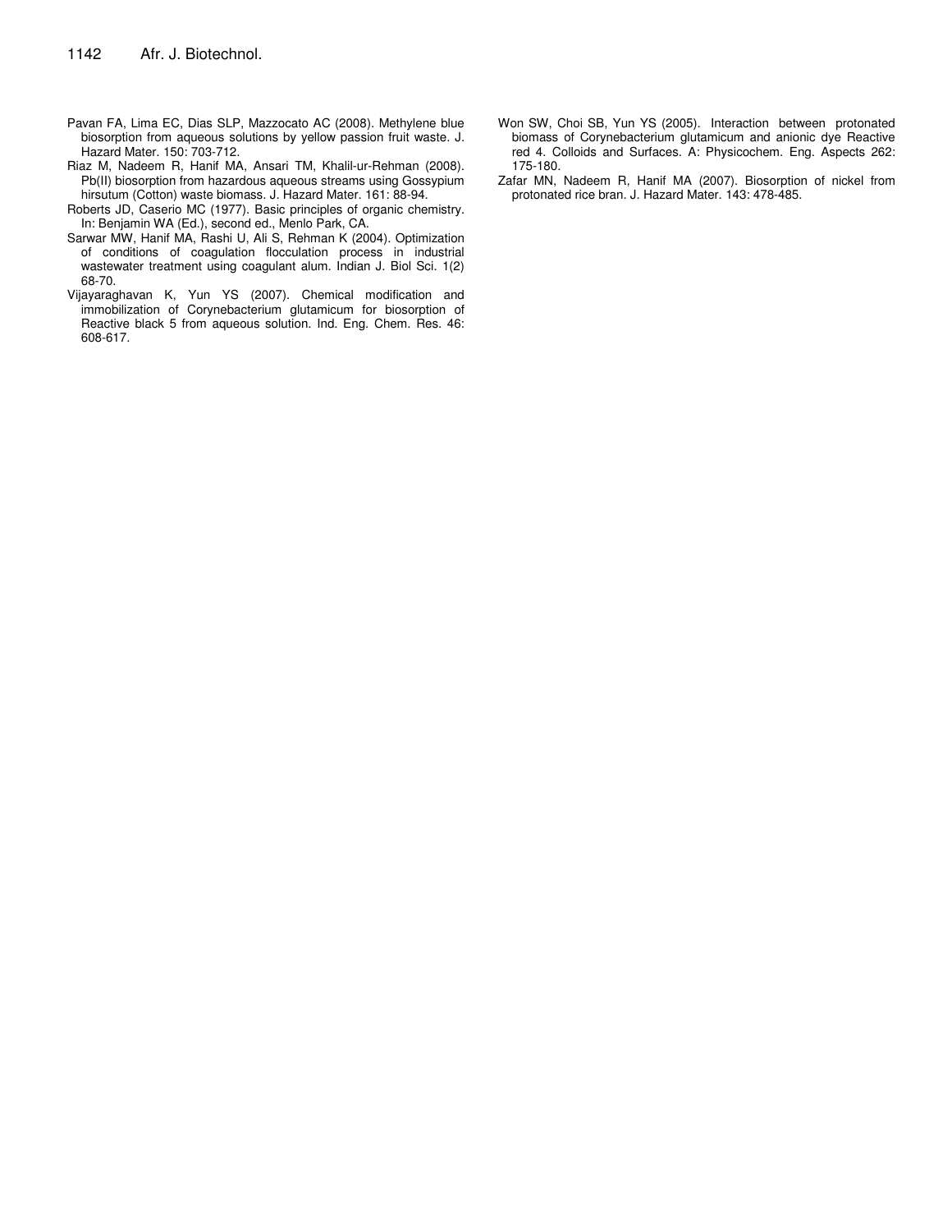Pavan FA, Lima EC, Dias SLP, Mazzocato AC (2008). Methylene blue biosorption from aqueous solutions by yellow passion fruit waste. J. Hazard Mater. 150: 703-712.

Riaz M, Nadeem R, Hanif MA, Ansari TM, Khalil-ur-Rehman (2008). Pb(II) biosorption from hazardous aqueous streams using Gossypium hirsutum (Cotton) waste biomass. J. Hazard Mater. 161: 88-94.

Roberts JD, Caserio MC (1977). Basic principles of organic chemistry. In: Benjamin WA (Ed.), second ed., Menlo Park, CA.

Sarwar MW, Hanif MA, Rashi U, Ali S, Rehman K (2004). Optimization of conditions of coagulation flocculation process in industrial wastewater treatment using coagulant alum. Indian J. Biol Sci. 1(2) 68-70.

Vijayaraghavan K, Yun YS (2007). Chemical modification and immobilization of Corynebacterium glutamicum for biosorption of Reactive black 5 from aqueous solution. Ind. Eng. Chem. Res. 46: 608-617.

Won SW, Choi SB, Yun YS (2005). Interaction between protonated biomass of Corynebacterium glutamicum and anionic dye Reactive red 4. Colloids and Surfaces. A: Physicochem. Eng. Aspects 262: 175-180.

Zafar MN, Nadeem R, Hanif MA (2007). Biosorption of nickel from protonated rice bran. J. Hazard Mater. 143: 478-485.